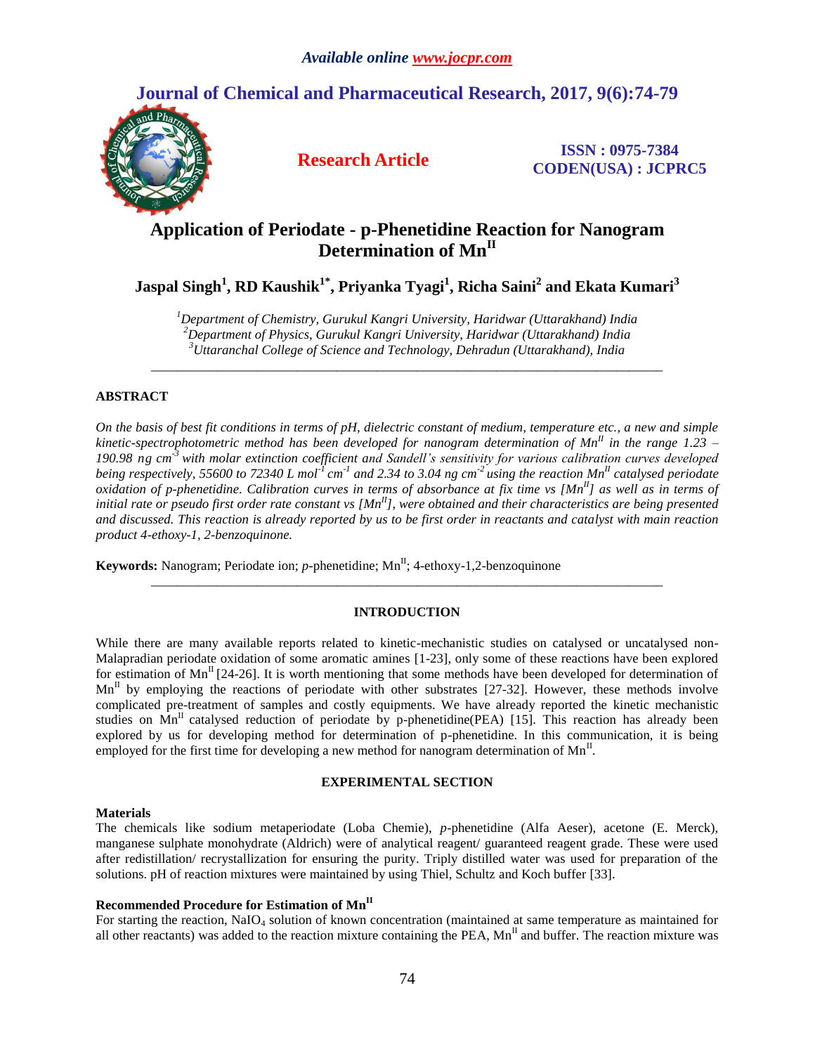# Application of Periodate - p-Phenetidine Reaction for Nanogram Determination of $Mn^{II}$

**Research Article**

ISSN : 0975-7384
CODEN(USA) : JCPRC5

**Jaspal Singh[1], RD Kaushik[1*], Priyanka Tyagi[1], Richa Saini[2] and Ekata Kumari[3]**

[1]Department of Chemistry, Gurukul Kangri University, Haridwar (Uttarakhand) India
[2]Department of Physics, Gurukul Kangri University, Haridwar (Uttarakhand) India
[3]Uttaranchal College of Science and Technology, Dehradun (Uttarakhand), India

## ABSTRACT

*On the basis of best fit conditions in terms of pH, dielectric constant of medium, temperature etc., a new and simple kinetic-spectrophotometric method has been developed for nanogram determination of $Mn^{II}$ in the range 1.23 – 190.98 ng $cm^{-3}$ with molar extinction coefficient and Sandell's sensitivity for various calibration curves developed being respectively, 55600 to 72340 L $mol^{-1}$ $cm^{-1}$ and 2.34 to 3.04 ng $cm^{-2}$ using the reaction $Mn^{II}$ catalysed periodate oxidation of p-phenetidine. Calibration curves in terms of absorbance at fix time vs [$Mn^{II}$] as well as in terms of initial rate or pseudo first order rate constant vs [$Mn^{II}$], were obtained and their characteristics are being presented and discussed. This reaction is already reported by us to be first order in reactants and catalyst with main reaction product 4-ethoxy-1, 2-benzoquinone.*

**Keywords:** Nanogram; Periodate ion; *p*-phenetidine; $Mn^{II}$; 4-ethoxy-1,2-benzoquinone

## INTRODUCTION

While there are many available reports related to kinetic-mechanistic studies on catalysed or uncatalysed non-Malapradian periodate oxidation of some aromatic amines [1-23], only some of these reactions have been explored for estimation of $Mn^{II}$ [24-26]. It is worth mentioning that some methods have been developed for determination of $Mn^{II}$ by employing the reactions of periodate with other substrates [27-32]. However, these methods involve complicated pre-treatment of samples and costly equipments. We have already reported the kinetic mechanistic studies on $Mn^{II}$ catalysed reduction of periodate by p-phenetidine(PEA) [15]. This reaction has already been explored by us for developing method for determination of p-phenetidine. In this communication, it is being employed for the first time for developing a new method for nanogram determination of $Mn^{II}$.

## EXPERIMENTAL SECTION

### Materials

The chemicals like sodium metaperiodate (Loba Chemie), *p*-phenetidine (Alfa Aeser), acetone (E. Merck), manganese sulphate monohydrate (Aldrich) were of analytical reagent/ guaranteed reagent grade. These were used after redistillation/ recrystallization for ensuring the purity. Triply distilled water was used for preparation of the solutions. pH of reaction mixtures were maintained by using Thiel, Schultz and Koch buffer [33].

### Recommended Procedure for Estimation of $Mn^{II}$

For starting the reaction, $NaIO_4$ solution of known concentration (maintained at same temperature as maintained for all other reactants) was added to the reaction mixture containing the PEA, $Mn^{II}$ and buffer. The reaction mixture was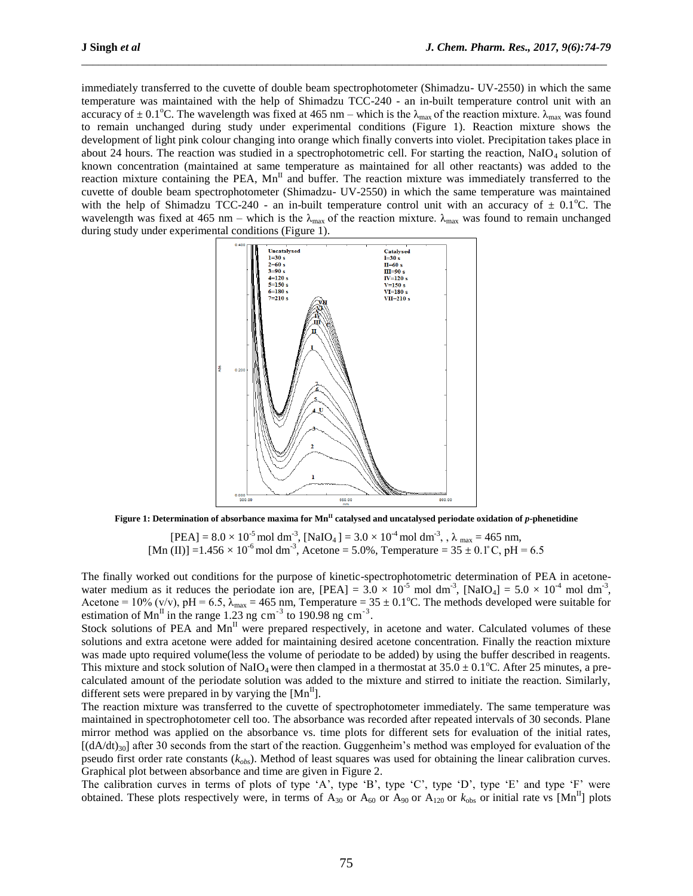immediately transferred to the cuvette of double beam spectrophotometer (Shimadzu- UV-2550) in which the same temperature was maintained with the help of Shimadzu TCC-240 - an in-built temperature control unit with an accuracy of ± 0.1°C. The wavelength was fixed at 465 nm – which is the $\lambda_{max}$ of the reaction mixture. $\lambda_{max}$ was found to remain unchanged during study under experimental conditions (Figure 1). Reaction mixture shows the development of light pink colour changing into orange which finally converts into violet. Precipitation takes place in about 24 hours. The reaction was studied in a spectrophotometric cell. For starting the reaction, $NaIO_4$ solution of known concentration (maintained at same temperature as maintained for all other reactants) was added to the reaction mixture containing the PEA, $Mn^{II}$ and buffer. The reaction mixture was immediately transferred to the cuvette of double beam spectrophotometer (Shimadzu- UV-2550) in which the same temperature was maintained with the help of Shimadzu TCC-240 - an in-built temperature control unit with an accuracy of ± 0.1°C. The wavelength was fixed at 465 nm – which is the $\lambda_{max}$ of the reaction mixture. $\lambda_{max}$ was found to remain unchanged during study under experimental conditions (Figure 1).

**Figure 1: Determination of absorbance maxima for $Mn^{II}$ catalysed and uncatalysed periodate oxidation of *p*-phenetidine**

[PEA] = $8.0 \times 10^{-5}$ mol dm$^{-3}$, [$NaIO_4$ ] = $3.0 \times 10^{-4}$ mol dm$^{-3}$, , $\lambda_{max}$ = 465 nm,
[Mn (II)] =$1.456 \times 10^{-6}$ mol dm$^{-3}$, Acetone = 5.0%, Temperature = 35 ± 0.1°C, pH = 6.5

The finally worked out conditions for the purpose of kinetic-spectrophotometric determination of PEA in acetone-water medium as it reduces the periodate ion are, [PEA] = $3.0 \times 10^{-5}$ mol dm$^{-3}$, [$NaIO_4$] = $5.0 \times 10^{-4}$ mol dm$^{-3}$, Acetone = 10% (v/v), pH = 6.5, $\lambda_{max}$ = 465 nm, Temperature = 35 ± 0.1°C. The methods developed were suitable for estimation of $Mn^{II}$ in the range 1.23 ng cm$^{-3}$ to 190.98 ng cm$^{-3}$.

Stock solutions of PEA and $Mn^{II}$ were prepared respectively, in acetone and water. Calculated volumes of these solutions and extra acetone were added for maintaining desired acetone concentration. Finally the reaction mixture was made upto required volume(less the volume of periodate to be added) by using the buffer described in reagents. This mixture and stock solution of $NaIO_4$ were then clamped in a thermostat at 35.0 ± 0.1°C. After 25 minutes, a pre-calculated amount of the periodate solution was added to the mixture and stirred to initiate the reaction. Similarly, different sets were prepared in by varying the [$Mn^{II}$].

The reaction mixture was transferred to the cuvette of spectrophotometer immediately. The same temperature was maintained in spectrophotometer cell too. The absorbance was recorded after repeated intervals of 30 seconds. Plane mirror method was applied on the absorbance vs. time plots for different sets for evaluation of the initial rates, [$(dA/dt)_{30}$] after 30 seconds from the start of the reaction. Guggenheim's method was employed for evaluation of the pseudo first order rate constants ($k_{obs}$). Method of least squares was used for obtaining the linear calibration curves. Graphical plot between absorbance and time are given in Figure 2.

The calibration curves in terms of plots of type 'A', type 'B', type 'C', type 'D', type 'E' and type 'F' were obtained. These plots respectively were, in terms of $A_{30}$ or $A_{60}$ or $A_{90}$ or $A_{120}$ or $k_{obs}$ or initial rate vs [$Mn^{II}$] plots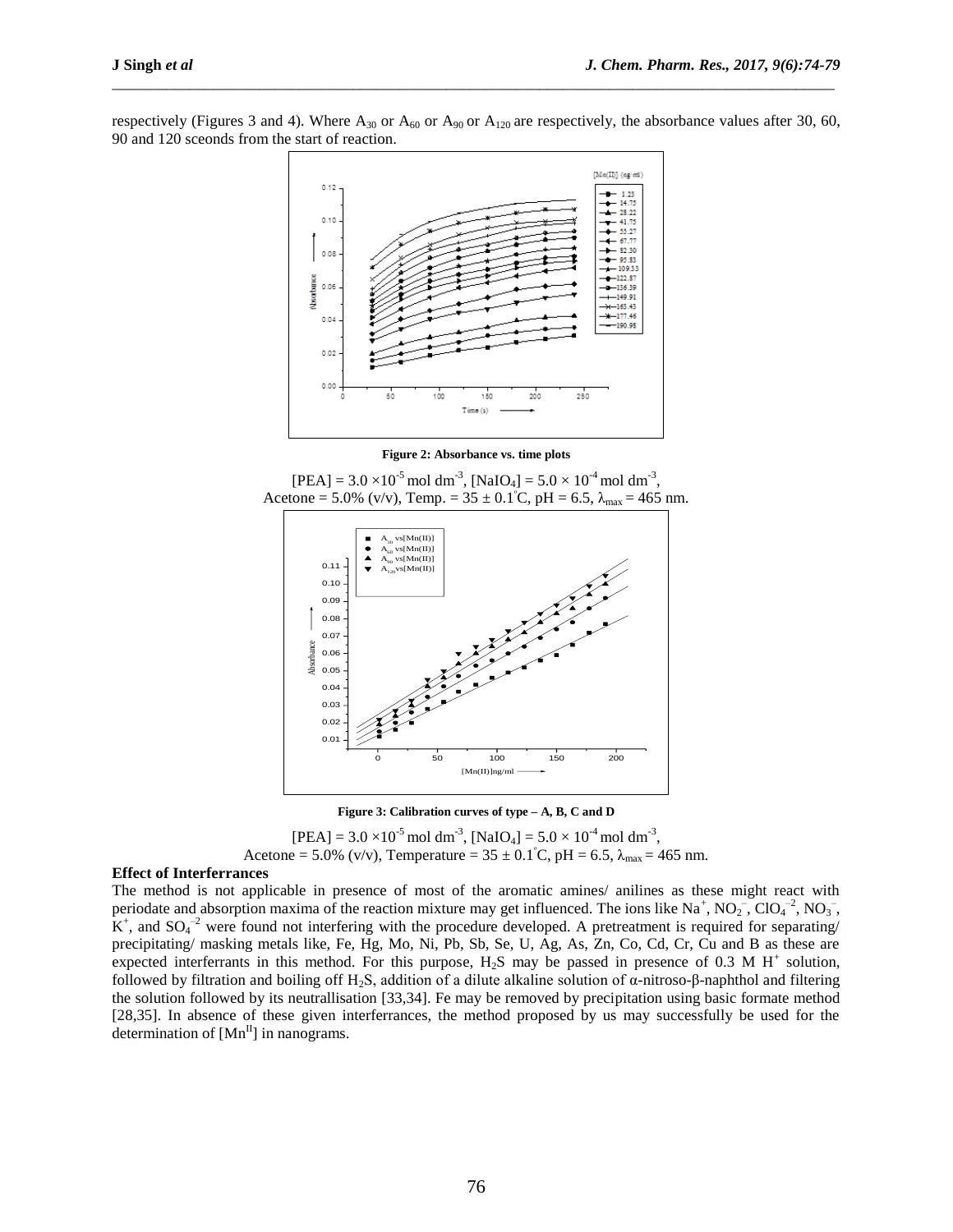respectively (Figures 3 and 4). Where $A_{30}$ or $A_{60}$ or $A_{90}$ or $A_{120}$ are respectively, the absorbance values after 30, 60, 90 and 120 sceonds from the start of reaction.

**Figure 2: Absorbance vs. time plots**

[PEA] = $3.0 \times 10^{-5}$ mol dm$^{-3}$, [$NaIO_4$] = $5.0 \times 10^{-4}$ mol dm$^{-3}$, Acetone = 5.0% (v/v), Temp. = 35 ± 0.1°C, pH = 6.5, $\lambda_{max}$ = 465 nm.

**Figure 3: Calibration curves of type – A, B, C and D**

[PEA] = $3.0 \times 10^{-5}$ mol dm$^{-3}$, [$NaIO_4$] = $5.0 \times 10^{-4}$ mol dm$^{-3}$, Acetone = 5.0% (v/v), Temperature = 35 ± 0.1°C, pH = 6.5, $\lambda_{max}$ = 465 nm.

**Effect of Interferrances**

The method is not applicable in presence of most of the aromatic amines/ anilines as these might react with periodate and absorption maxima of the reaction mixture may get influenced. The ions like $Na^+$, $NO_2^-$, $ClO_4^{-2}$, $NO_3^-$, $K^+$, and $SO_4^{-2}$ were found not interfering with the procedure developed. A pretreatment is required for separating/ precipitating/ masking metals like, Fe, Hg, Mo, Ni, Pb, Sb, Se, U, Ag, As, Zn, Co, Cd, Cr, Cu and B as these are expected interferrants in this method. For this purpose, $H_2S$ may be passed in presence of 0.3 M $H^+$ solution, followed by filtration and boiling off $H_2S$, addition of a dilute alkaline solution of α-nitroso-β-naphthol and filtering the solution followed by its neutrallisation [33,34]. Fe may be removed by precipitation using basic formate method [28,35]. In absence of these given interferrances, the method proposed by us may successfully be used for the determination of [$Mn^{II}$] in nanograms.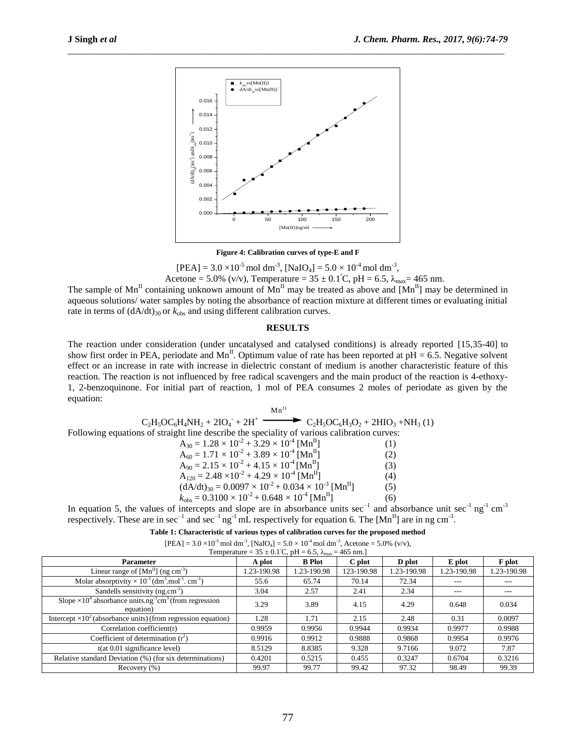**Figure 4: Calibration curves of type-E and F**

[PEA] = $3.0 \times 10^{-5}$ mol dm$^{-3}$, [$NaIO_4$] = $5.0 \times 10^{-4}$ mol dm$^{-3}$,
Acetone = 5.0% (v/v), Temperature = $35 \pm 0.1$°C, pH = 6.5, $\lambda_{max}$= 465 nm.

The sample of $Mn^{II}$ containing unknown amount of $Mn^{II}$ may be treated as above and [$Mn^{II}$] may be determined in aqueous solutions/ water samples by noting the absorbance of reaction mixture at different times or evaluating initial rate in terms of $(dA/dt)_{30}$ or $k_{obs}$ and using different calibration curves.

## RESULTS

The reaction under consideration (under uncatalysed and catalysed conditions) is already reported [15,35-40] to show first order in PEA, periodate and $Mn^{II}$. Optimum value of rate has been reported at pH = 6.5. Negative solvent effect or an increase in rate with increase in dielectric constant of medium is another characteristic feature of this reaction. The reaction is not influenced by free radical scavengers and the main product of the reaction is 4-ethoxy-1, 2-benzoquinone. For initial part of reaction, 1 mol of PEA consumes 2 moles of periodate as given by the equation:

$$C_2H_5OC_6H_4NH_2 + 2IO_4^- + 2H^+ \xrightarrow{Mn^{II}} C_2H_5OC_6H_3O_2 + 2HIO_3 + NH_3 \quad (1)$$

Following equations of straight line describe the speciality of various calibration curves:

$$A_{30} = 1.28 \times 10^{-2} + 3.29 \times 10^{-4}\,[Mn^{II}] \quad (1)$$
$$A_{60} = 1.71 \times 10^{-2} + 3.89 \times 10^{-4}\,[Mn^{II}] \quad (2)$$
$$A_{90} = 2.15 \times 10^{-2} + 4.15 \times 10^{-4}\,[Mn^{II}] \quad (3)$$
$$A_{120} = 2.48 \times 10^{-2} + 4.29 \times 10^{-4}\,[Mn^{II}] \quad (4)$$
$$(dA/dt)_{30} = 0.0097 \times 10^{-2} + 0.034 \times 10^{-3}\,[Mn^{II}] \quad (5)$$
$$k_{obs} = 0.3100 \times 10^{-2} + 0.648 \times 10^{-4}\,[Mn^{II}] \quad (6)$$

In equation 5, the values of intercepts and slope are in absorbance units sec$^{-1}$ and absorbance unit sec$^{-1}$ ng$^{-1}$ cm$^{-3}$ respectively. These are in sec$^{-1}$ and sec$^{-1}$ ng$^{-1}$ mL respectively for equation 6. The [$Mn^{II}$] are in ng cm$^{-3}$.

**Table 1: Characteristic of various types of calibration curves for the proposed method**

[PEA] = $3.0 \times 10^{-5}$ mol dm$^{-3}$, [$NaIO_4$] = $5.0 \times 10^{-4}$ mol dm$^{-3}$, Acetone = 5.0% (v/v), Temperature = $35 \pm 0.1$°C, pH = 6.5, $\lambda_{max}$ = 465 nm.]

| Parameter | A plot | B Plot | C plot | D plot | E plot | F plot |
|---|---|---|---|---|---|---|
| Linear range of [$Mn^{II}$] (ng cm$^{-3}$) | 1.23-190.98 | 1.23-190.98 | 123-190.98 | 1.23-190.98 | 1.23-190.98 | 1.23-190.98 |
| Molar absorptivity $\times 10^{-3}$ (dm$^3$.mol$^{-1}$. cm$^{-1}$) | 55.6 | 65.74 | 70.14 | 72.34 | --- | --- |
| Sandells sensitivity (ng.cm$^{-2}$) | 3.04 | 2.57 | 2.41 | 2.34 | --- | --- |
| Slope $\times 10^4$ absorbance units.ng$^{-1}$cm$^3$ (from regression equation) | 3.29 | 3.89 | 4.15 | 4.29 | 0.648 | 0.034 |
| Intercept $\times 10^2$ (absorbance units) (from regression equation) | 1.28 | 1.71 | 2.15 | 2.48 | 0.31 | 0.0097 |
| Correlation coefficient(r) | 0.9959 | 0.9956 | 0.9944 | 0.9934 | 0.9977 | 0.9988 |
| Coefficient of determination ($r^2$) | 0.9916 | 0.9912 | 0.9888 | 0.9868 | 0.9954 | 0.9976 |
| t(at 0.01 significance level) | 8.5129 | 8.8385 | 9.328 | 9.7166 | 9.072 | 7.87 |
| Relative standard Deviation (%) (for six determinations) | 0.4201 | 0.5215 | 0.455 | 0.3247 | 0.6704 | 0.3216 |
| Recovery (%) | 99.97 | 99.77 | 99.42 | 97.32 | 98.49 | 99.39 |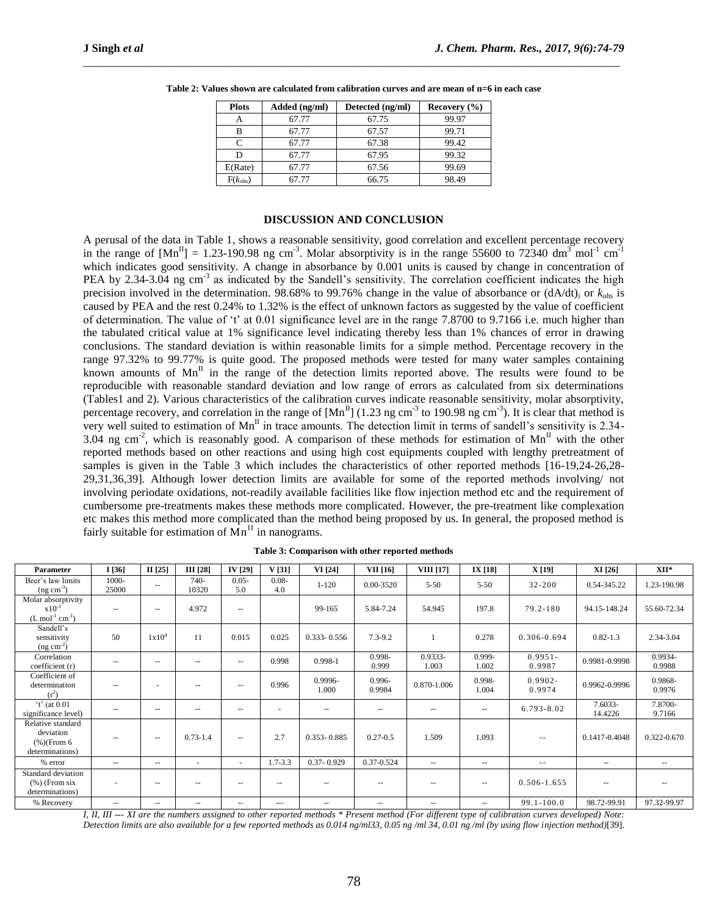**Table 2: Values shown are calculated from calibration curves and are mean of n=6 in each case**

| Plots | Added (ng/ml) | Detected (ng/ml) | Recovery (%) |
|---|---|---|---|
| A | 67.77 | 67.75 | 99.97 |
| B | 67.77 | 67.57 | 99.71 |
| C | 67.77 | 67.38 | 99.42 |
| D | 67.77 | 67.95 | 99.32 |
| E(Rate) | 67.77 | 67.56 | 99.69 |
| F($k_{obs}$) | 67.77 | 66.75 | 98.49 |

## DISCUSSION AND CONCLUSION

A perusal of the data in Table 1, shows a reasonable sensitivity, good correlation and excellent percentage recovery in the range of $[Mn^{II}]$ = 1.23-190.98 ng cm$^{-3}$. Molar absorptivity is in the range 55600 to 72340 dm$^3$ mol$^{-1}$ cm$^{-1}$ which indicates good sensitivity. A change in absorbance by 0.001 units is caused by change in concentration of PEA by 2.34-3.04 ng cm$^{-3}$ as indicated by the Sandell's sensitivity. The correlation coefficient indicates the high precision involved in the determination. 98.68% to 99.76% change in the value of absorbance or $(dA/dt)_i$ or $k_{obs}$ is caused by PEA and the rest 0.24% to 1.32% is the effect of unknown factors as suggested by the value of coefficient of determination. The value of 't' at 0.01 significance level are in the range 7.8700 to 9.7166 i.e. much higher than the tabulated critical value at 1% significance level indicating thereby less than 1% chances of error in drawing conclusions. The standard deviation is within reasonable limits for a simple method. Percentage recovery in the range 97.32% to 99.77% is quite good. The proposed methods were tested for many water samples containing known amounts of $Mn^{II}$ in the range of the detection limits reported above. The results were found to be reproducible with reasonable standard deviation and low range of errors as calculated from six determinations (Tables1 and 2). Various characteristics of the calibration curves indicate reasonable sensitivity, molar absorptivity, percentage recovery, and correlation in the range of $[Mn^{II}]$ (1.23 ng cm$^{-3}$ to 190.98 ng cm$^{-3}$). It is clear that method is very well suited to estimation of $Mn^{II}$ in trace amounts. The detection limit in terms of sandell's sensitivity is 2.34-3.04 ng cm$^{-2}$, which is reasonably good. A comparison of these methods for estimation of $Mn^{II}$ with the other reported methods based on other reactions and using high cost equipments coupled with lengthy pretreatment of samples is given in the Table 3 which includes the characteristics of other reported methods [16-19,24-26,28-29,31,36,39]. Although lower detection limits are available for some of the reported methods involving/ not involving periodate oxidations, not-readily available facilities like flow injection method etc and the requirement of cumbersome pre-treatments makes these methods more complicated. However, the pre-treatment like complexation etc makes this method more complicated than the method being proposed by us. In general, the proposed method is fairly suitable for estimation of $Mn^{II}$ in nanograms.

**Table 3: Comparison with other reported methods**

| Parameter | I [36] | II [25] | III [28] | IV [29] | V [31] | VI [24] | VII [16] | VIII [17] | IX [18] | X [19] | XI [26] | XII* |
|---|---|---|---|---|---|---|---|---|---|---|---|---|
| Beer's law limits (ng cm$^{-3}$) | 1000-25000 | -- | 740-10320 | 0.05-5.0 | 0.08-4.0 | 1-120 | 0.00-3520 | 5-50 | 5-50 | 32-200 | 0.54-345.22 | 1.23-190.98 |
| Molar absorptivity x10$^{-3}$ (L mol$^{-1}$ cm$^{-1}$) | -- | -- | 4.972 | -- | | 99-165 | 5.84-7.24 | 54.945 | 197.8 | 79.2-180 | 94.15-148.24 | 55.60-72.34 |
| Sandell's sensitivity (ng cm$^{-2}$) | 50 | 1x10$^4$ | 11 | 0.015 | 0.025 | 0.333- 0.556 | 7.3-9.2 | 1 | 0.278 | 0.306-0.694 | 0.82-1.3 | 2.34-3.04 |
| Correlation coefficient (r) | -- | -- | -- | -- | 0.998 | 0.998-1 | 0.998-0.999 | 0.9333-1.003 | 0.999-1.002 | 0.9951-0.9987 | 0.9981-0.9998 | 0.9934-0.9988 |
| Coefficient of determination (r$^2$) | -- | - | -- | -- | 0.996 | 0.9996-1.000 | 0.996-0.9984 | 0.870-1.006 | 0.998-1.004 | 0.9902-0.9974 | 0.9962-0.9996 | 0.9868-0.9976 |
| 't' (at 0.01 significance level) | -- | -- | -- | -- | - | -- | -- | -- | -- | 6.793-8.02 | 7.6033-14.4226 | 7.8700-9.7166 |
| Relative standard deviation (%)(From 6 determinations) | -- | -- | 0.73-1.4 | -- | 2.7 | 0.353- 0.885 | 0.27-0.5 | 1.509 | 1.093 | -- | 0.1417-0.4048 | 0.322-0.670 |
| % error | -- | -- | - | - | 1.7-3.3 | 0.37- 0.929 | 0.37-0.524 | -- | -- | -- | -- | -- |
| Standard deviation (%) (From six determinations) | - | -- | -- | -- | -- | -- | -- | -- | -- | 0.506-1.655 | -- | -- |
| % Recovery | -- | -- | -- | -- | --- | -- | -- | -- | -- | 99.1-100.0 | 98.72-99.91 | 97.32-99.97 |

*I, II, III --- XI are the numbers assigned to other reported methods * Present method (For different type of calibration curves developed) Note: Detection limits are also available for a few reported methods as 0.014 ng/ml33, 0.05 ng /ml 34, 0.01 ng /ml (by using flow injection method)*[39].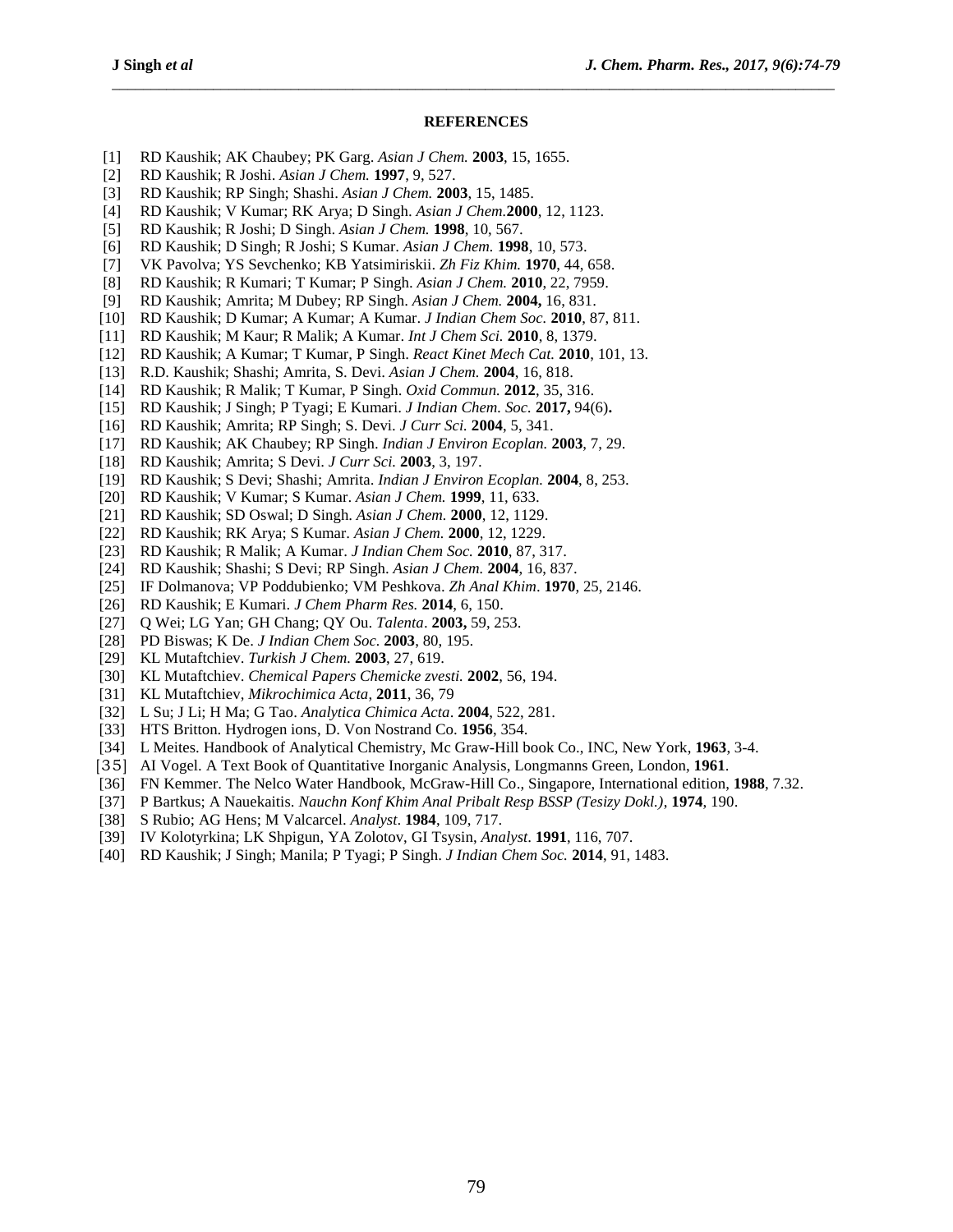## REFERENCES

[1] RD Kaushik; AK Chaubey; PK Garg. *Asian J Chem.* **2003**, 15, 1655.
[2] RD Kaushik; R Joshi. *Asian J Chem.* **1997**, 9, 527.
[3] RD Kaushik; RP Singh; Shashi. *Asian J Chem.* **2003**, 15, 1485.
[4] RD Kaushik; V Kumar; RK Arya; D Singh. *Asian J Chem.***2000**, 12, 1123.
[5] RD Kaushik; R Joshi; D Singh. *Asian J Chem.* **1998**, 10, 567.
[6] RD Kaushik; D Singh; R Joshi; S Kumar. *Asian J Chem.* **1998**, 10, 573.
[7] VK Pavolva; YS Sevchenko; KB Yatsimiriskii. *Zh Fiz Khim.* **1970**, 44, 658.
[8] RD Kaushik; R Kumari; T Kumar; P Singh. *Asian J Chem.* **2010**, 22, 7959.
[9] RD Kaushik; Amrita; M Dubey; RP Singh. *Asian J Chem.* **2004,** 16, 831.
[10] RD Kaushik; D Kumar; A Kumar; A Kumar. *J Indian Chem Soc.* **2010**, 87, 811.
[11] RD Kaushik; M Kaur; R Malik; A Kumar. *Int J Chem Sci.* **2010**, 8, 1379.
[12] RD Kaushik; A Kumar; T Kumar, P Singh. *React Kinet Mech Cat.* **2010**, 101, 13.
[13] R.D. Kaushik; Shashi; Amrita, S. Devi. *Asian J Chem.* **2004**, 16, 818.
[14] RD Kaushik; R Malik; T Kumar, P Singh. *Oxid Commun.* **2012**, 35, 316.
[15] RD Kaushik; J Singh; P Tyagi; E Kumari. *J Indian Chem. Soc.* **2017,** 94(6)**.**
[16] RD Kaushik; Amrita; RP Singh; S. Devi. *J Curr Sci.* **2004**, 5, 341.
[17] RD Kaushik; AK Chaubey; RP Singh. *Indian J Environ Ecoplan.* **2003**, 7, 29.
[18] RD Kaushik; Amrita; S Devi. *J Curr Sci.* **2003**, 3, 197.
[19] RD Kaushik; S Devi; Shashi; Amrita. *Indian J Environ Ecoplan.* **2004**, 8, 253.
[20] RD Kaushik; V Kumar; S Kumar. *Asian J Chem.* **1999**, 11, 633.
[21] RD Kaushik; SD Oswal; D Singh. *Asian J Chem.* **2000**, 12, 1129.
[22] RD Kaushik; RK Arya; S Kumar. *Asian J Chem.* **2000**, 12, 1229.
[23] RD Kaushik; R Malik; A Kumar. *J Indian Chem Soc.* **2010**, 87, 317.
[24] RD Kaushik; Shashi; S Devi; RP Singh. *Asian J Chem.* **2004**, 16, 837.
[25] IF Dolmanova; VP Poddubienko; VM Peshkova. *Zh Anal Khim*. **1970**, 25, 2146.
[26] RD Kaushik; E Kumari. *J Chem Pharm Res.* **2014**, 6, 150.
[27] Q Wei; LG Yan; GH Chang; QY Ou. *Talenta*. **2003,** 59, 253.
[28] PD Biswas; K De. *J Indian Chem Soc.* **2003**, 80, 195.
[29] KL Mutaftchiev. *Turkish J Chem.* **2003**, 27, 619.
[30] KL Mutaftchiev. *Chemical Papers Chemicke zvesti.* **2002**, 56, 194.
[31] KL Mutaftchiev, *Mikrochimica Acta*, **2011**, 36, 79
[32] L Su; J Li; H Ma; G Tao. *Analytica Chimica Acta*. **2004**, 522, 281.
[33] HTS Britton. Hydrogen ions, D. Von Nostrand Co. **1956**, 354.
[34] L Meites. Handbook of Analytical Chemistry, Mc Graw-Hill book Co., INC, New York, **1963**, 3-4.
[35] AI Vogel. A Text Book of Quantitative Inorganic Analysis, Longmanns Green, London, **1961**.
[36] FN Kemmer. The Nelco Water Handbook, McGraw-Hill Co., Singapore, International edition, **1988**, 7.32.
[37] P Bartkus; A Nauekaitis. *Nauchn Konf Khim Anal Pribalt Resp BSSP (Tesizy Dokl.)*, **1974**, 190.
[38] S Rubio; AG Hens; M Valcarcel. *Analyst*. **1984**, 109, 717.
[39] IV Kolotyrkina; LK Shpigun, YA Zolotov, GI Tsysin, *Analyst*. **1991**, 116, 707.
[40] RD Kaushik; J Singh; Manila; P Tyagi; P Singh. *J Indian Chem Soc.* **2014**, 91, 1483.